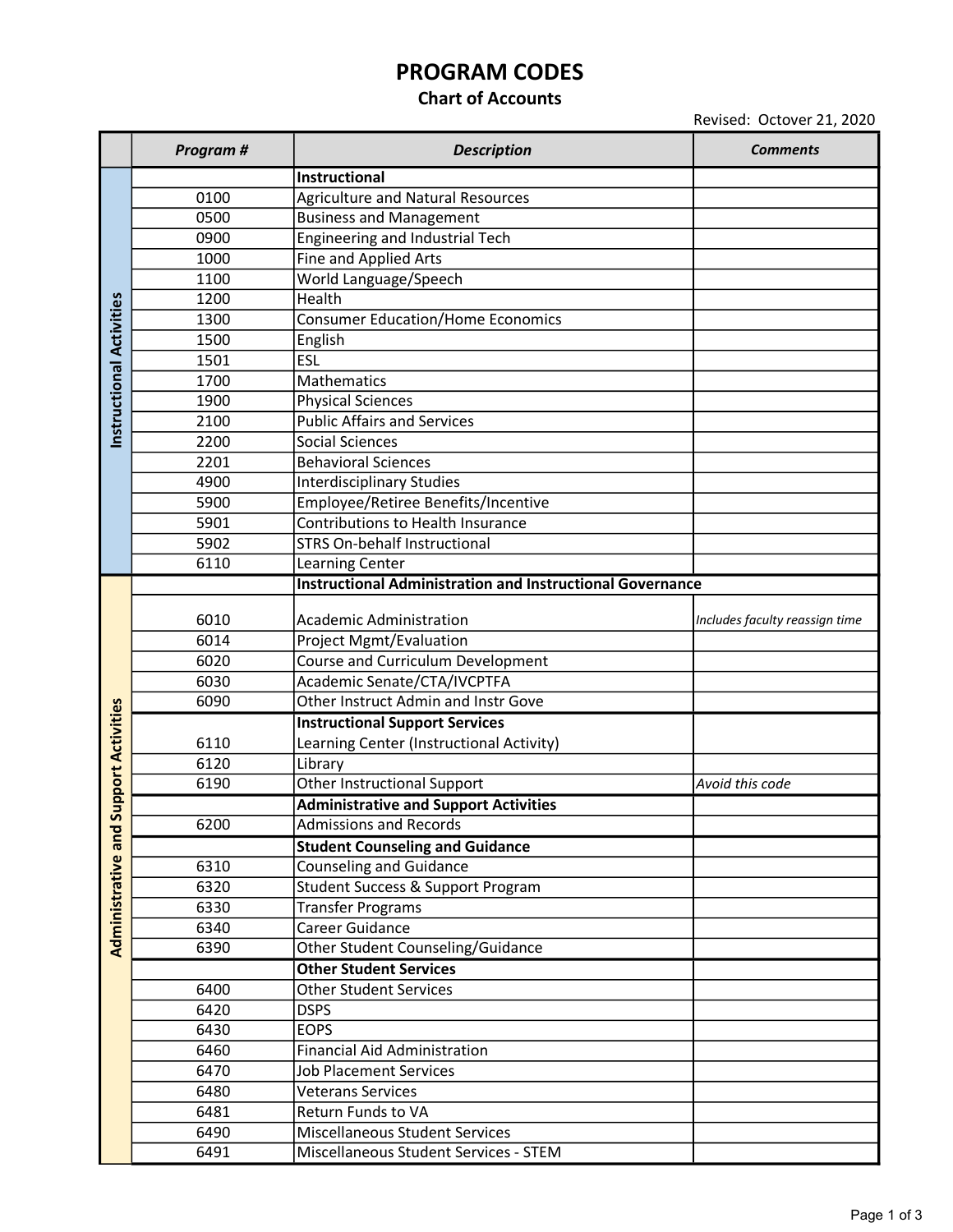# PROGRAM CODES

## Chart of Accounts

Revised: Octover 21, 2020

| | Program # | Description | Comments |
|---|---|---|---|
| Instructional Activities | | **Instructional** | |
| | 0100 | Agriculture and Natural Resources | |
| | 0500 | Business and Management | |
| | 0900 | Engineering and Industrial Tech | |
| | 1000 | Fine and Applied Arts | |
| | 1100 | World Language/Speech | |
| | 1200 | Health | |
| | 1300 | Consumer Education/Home Economics | |
| | 1500 | English | |
| | 1501 | ESL | |
| | 1700 | Mathematics | |
| | 1900 | Physical Sciences | |
| | 2100 | Public Affairs and Services | |
| | 2200 | Social Sciences | |
| | 2201 | Behavioral Sciences | |
| | 4900 | Interdisciplinary Studies | |
| | 5900 | Employee/Retiree Benefits/Incentive | |
| | 5901 | Contributions to Health Insurance | |
| | 5902 | STRS On-behalf Instructional | |
| | 6110 | Learning Center | |
| Administrative and Support Activities | | **Instructional Administration and Instructional Governance** | |
| | 6010 | Academic Administration | *Includes faculty reassign time* |
| | 6014 | Project Mgmt/Evaluation | |
| | 6020 | Course and Curriculum Development | |
| | 6030 | Academic Senate/CTA/IVCPTFA | |
| | 6090 | Other Instruct Admin and Instr Gove | |
| | | **Instructional Support Services** | |
| | 6110 | Learning Center (Instructional Activity) | |
| | 6120 | Library | |
| | 6190 | Other Instructional Support | *Avoid this code* |
| | | **Administrative and Support Activities** | |
| | 6200 | Admissions and Records | |
| | | **Student Counseling and Guidance** | |
| | 6310 | Counseling and Guidance | |
| | 6320 | Student Success & Support Program | |
| | 6330 | Transfer Programs | |
| | 6340 | Career Guidance | |
| | 6390 | Other Student Counseling/Guidance | |
| | | **Other Student Services** | |
| | 6400 | Other Student Services | |
| | 6420 | DSPS | |
| | 6430 | EOPS | |
| | 6460 | Financial Aid Administration | |
| | 6470 | Job Placement Services | |
| | 6480 | Veterans Services | |
| | 6481 | Return Funds to VA | |
| | 6490 | Miscellaneous Student Services | |
| | 6491 | Miscellaneous Student Services - STEM | |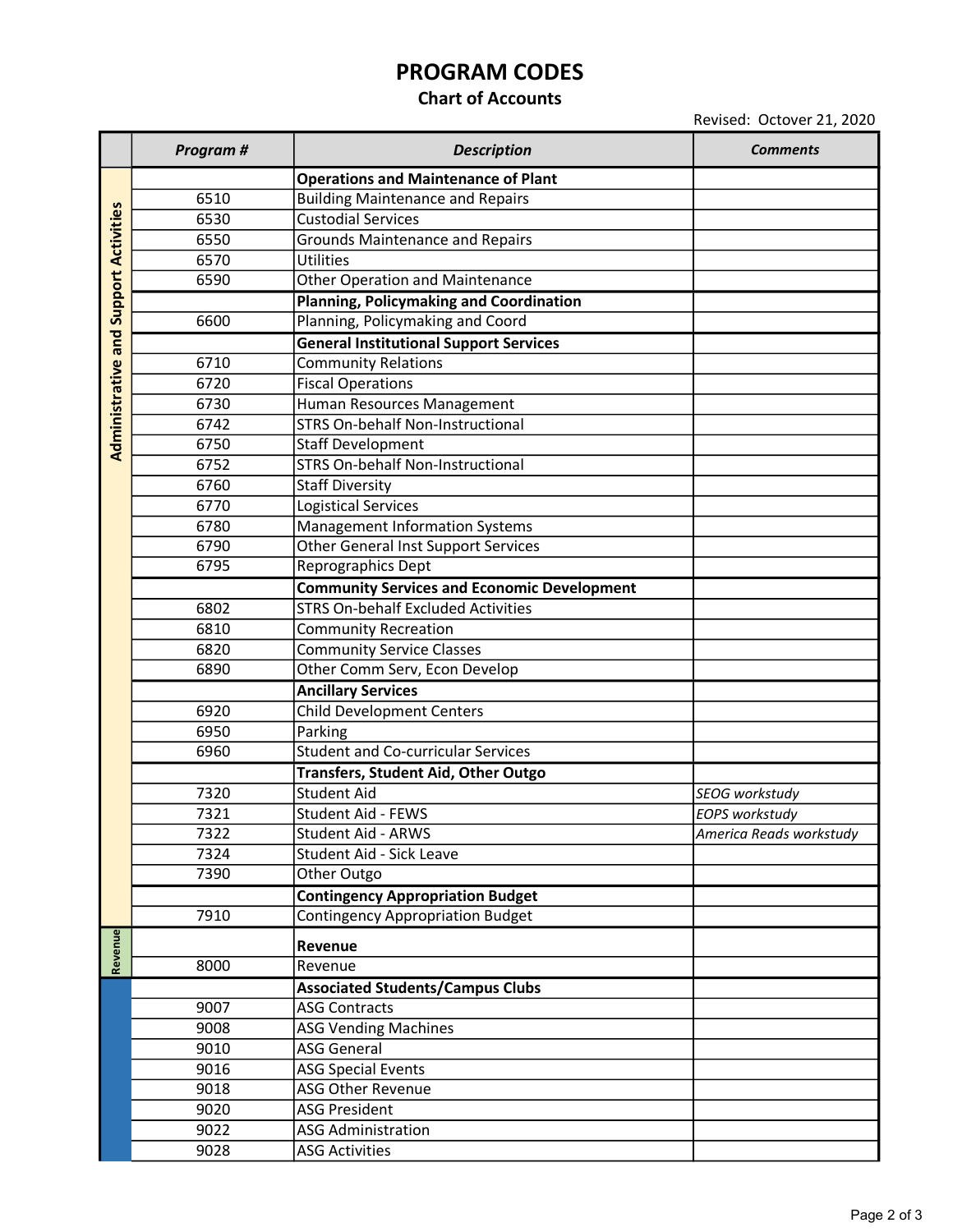# PROGRAM CODES

## Chart of Accounts

Revised: Octover 21, 2020

| | Program # | Description | Comments |
|---|---|---|---|
| Administrative and Support Activities | | **Operations and Maintenance of Plant** | |
| | 6510 | Building Maintenance and Repairs | |
| | 6530 | Custodial Services | |
| | 6550 | Grounds Maintenance and Repairs | |
| | 6570 | Utilities | |
| | 6590 | Other Operation and Maintenance | |
| | | **Planning, Policymaking and Coordination** | |
| | 6600 | Planning, Policymaking and Coord | |
| | | **General Institutional Support Services** | |
| | 6710 | Community Relations | |
| | 6720 | Fiscal Operations | |
| | 6730 | Human Resources Management | |
| | 6742 | STRS On-behalf Non-Instructional | |
| | 6750 | Staff Development | |
| | 6752 | STRS On-behalf Non-Instructional | |
| | 6760 | Staff Diversity | |
| | 6770 | Logistical Services | |
| | 6780 | Management Information Systems | |
| | 6790 | Other General Inst Support Services | |
| | 6795 | Reprographics Dept | |
| | | **Community Services and Economic Development** | |
| | 6802 | STRS On-behalf Excluded Activities | |
| | 6810 | Community Recreation | |
| | 6820 | Community Service Classes | |
| | 6890 | Other Comm Serv, Econ Develop | |
| | | **Ancillary Services** | |
| | 6920 | Child Development Centers | |
| | 6950 | Parking | |
| | 6960 | Student and Co-curricular Services | |
| | | **Transfers, Student Aid, Other Outgo** | |
| | 7320 | Student Aid | *SEOG workstudy* |
| | 7321 | Student Aid - FEWS | *EOPS workstudy* |
| | 7322 | Student Aid - ARWS | *America Reads workstudy* |
| | 7324 | Student Aid - Sick Leave | |
| | 7390 | Other Outgo | |
| | | **Contingency Appropriation Budget** | |
| | 7910 | Contingency Appropriation Budget | |
| Revenue | | **Revenue** | |
| | 8000 | Revenue | |
| | | **Associated Students/Campus Clubs** | |
| | 9007 | ASG Contracts | |
| | 9008 | ASG Vending Machines | |
| | 9010 | ASG General | |
| | 9016 | ASG Special Events | |
| | 9018 | ASG Other Revenue | |
| | 9020 | ASG President | |
| | 9022 | ASG Administration | |
| | 9028 | ASG Activities | |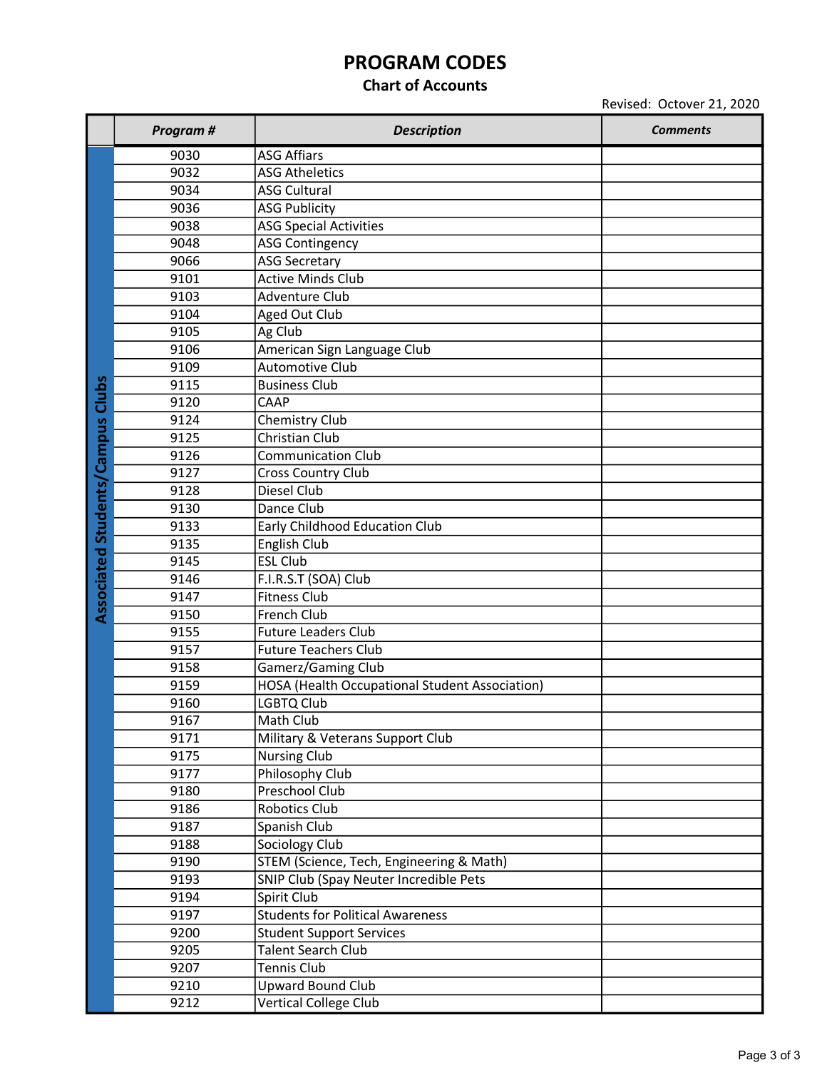# PROGRAM CODES

## Chart of Accounts

Revised: Octover 21, 2020

| | Program # | Description | Comments |
|---|---|---|---|
| Associated Students/Campus Clubs | 9030 | ASG Affiars | |
| | 9032 | ASG Atheletics | |
| | 9034 | ASG Cultural | |
| | 9036 | ASG Publicity | |
| | 9038 | ASG Special Activities | |
| | 9048 | ASG Contingency | |
| | 9066 | ASG Secretary | |
| | 9101 | Active Minds Club | |
| | 9103 | Adventure Club | |
| | 9104 | Aged Out Club | |
| | 9105 | Ag Club | |
| | 9106 | American Sign Language Club | |
| | 9109 | Automotive Club | |
| | 9115 | Business Club | |
| | 9120 | CAAP | |
| | 9124 | Chemistry Club | |
| | 9125 | Christian Club | |
| | 9126 | Communication Club | |
| | 9127 | Cross Country Club | |
| | 9128 | Diesel Club | |
| | 9130 | Dance Club | |
| | 9133 | Early Childhood Education Club | |
| | 9135 | English Club | |
| | 9145 | ESL Club | |
| | 9146 | F.I.R.S.T (SOA) Club | |
| | 9147 | Fitness Club | |
| | 9150 | French Club | |
| | 9155 | Future Leaders Club | |
| | 9157 | Future Teachers Club | |
| | 9158 | Gamerz/Gaming Club | |
| | 9159 | HOSA (Health Occupational Student Association) | |
| | 9160 | LGBTQ Club | |
| | 9167 | Math Club | |
| | 9171 | Military & Veterans Support Club | |
| | 9175 | Nursing Club | |
| | 9177 | Philosophy Club | |
| | 9180 | Preschool Club | |
| | 9186 | Robotics Club | |
| | 9187 | Spanish Club | |
| | 9188 | Sociology Club | |
| | 9190 | STEM (Science, Tech, Engineering & Math) | |
| | 9193 | SNIP Club (Spay Neuter Incredible Pets | |
| | 9194 | Spirit Club | |
| | 9197 | Students for Political Awareness | |
| | 9200 | Student Support Services | |
| | 9205 | Talent Search Club | |
| | 9207 | Tennis Club | |
| | 9210 | Upward Bound Club | |
| | 9212 | Vertical College Club | |